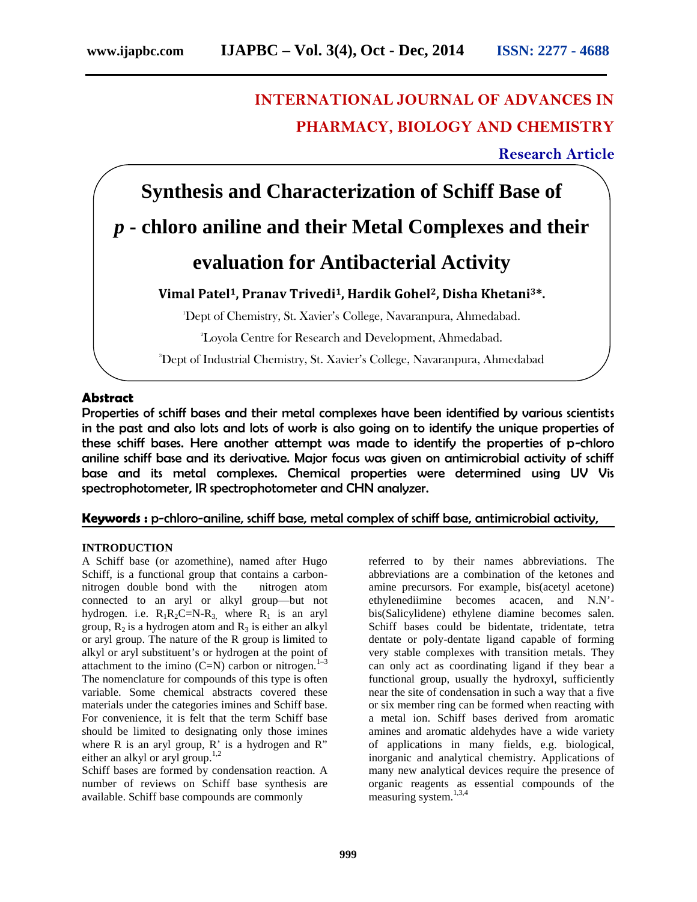# INTERNATIONAL JOURNAL OF ADVANCES IN PHARMACY, BIOLOGY AND CHEMISTRY

**Research Article**

# Synthesis and Characterization of Schiff Base of *p* - chloro aniline and their Metal Complexes and their evaluation for Antibacterial Activity

**Vimal Patel[1], Pranav Trivedi[1], Hardik Gohel[2], Disha Khetani[3]\*.**

[1]Dept of Chemistry, St. Xavier's College, Navaranpura, Ahmedabad.

[2]Loyola Centre for Research and Development, Ahmedabad.

[3]Dept of Industrial Chemistry, St. Xavier's College, Navaranpura, Ahmedabad

## Abstract

**Properties of schiff bases and their metal complexes have been identified by various scientists in the past and also lots and lots of work is also going on to identify the unique properties of these schiff bases. Here another attempt was made to identify the properties of p-chloro aniline schiff base and its derivative. Major focus was given on antimicrobial activity of schiff base and its metal complexes. Chemical properties were determined using UV Vis spectrophotometer, IR spectrophotometer and CHN analyzer.**

**Keywords :** p-chloro-aniline, schiff base, metal complex of schiff base, antimicrobial activity,

## INTRODUCTION

A Schiff base (or azomethine), named after Hugo Schiff, is a functional group that contains a carbon-nitrogen double bond with the nitrogen atom connected to an aryl or alkyl group—but not hydrogen. i.e. $R_1R_2C{=}N{-}R_3$, where $R_1$ is an aryl group, $R_2$ is a hydrogen atom and $R_3$ is either an alkyl or aryl group. The nature of the R group is limited to alkyl or aryl substituent's or hydrogen at the point of attachment to the imino (C=N) carbon or nitrogen.[1–3] The nomenclature for compounds of this type is often variable. Some chemical abstracts covered these materials under the categories imines and Schiff base. For convenience, it is felt that the term Schiff base should be limited to designating only those imines where R is an aryl group, R' is a hydrogen and R" either an alkyl or aryl group.[1,2]

Schiff bases are formed by condensation reaction. A number of reviews on Schiff base synthesis are available. Schiff base compounds are commonly referred to by their names abbreviations. The abbreviations are a combination of the ketones and amine precursors. For example, bis(acetyl acetone) ethylenediimine becomes acacen, and N.N'-bis(Salicylidene) ethylene diamine becomes salen. Schiff bases could be bidentate, tridentate, tetra dentate or poly-dentate ligand capable of forming very stable complexes with transition metals. They can only act as coordinating ligand if they bear a functional group, usually the hydroxyl, sufficiently near the site of condensation in such a way that a five or six member ring can be formed when reacting with a metal ion. Schiff bases derived from aromatic amines and aromatic aldehydes have a wide variety of applications in many fields, e.g. biological, inorganic and analytical chemistry. Applications of many new analytical devices require the presence of organic reagents as essential compounds of the measuring system.[1,3,4]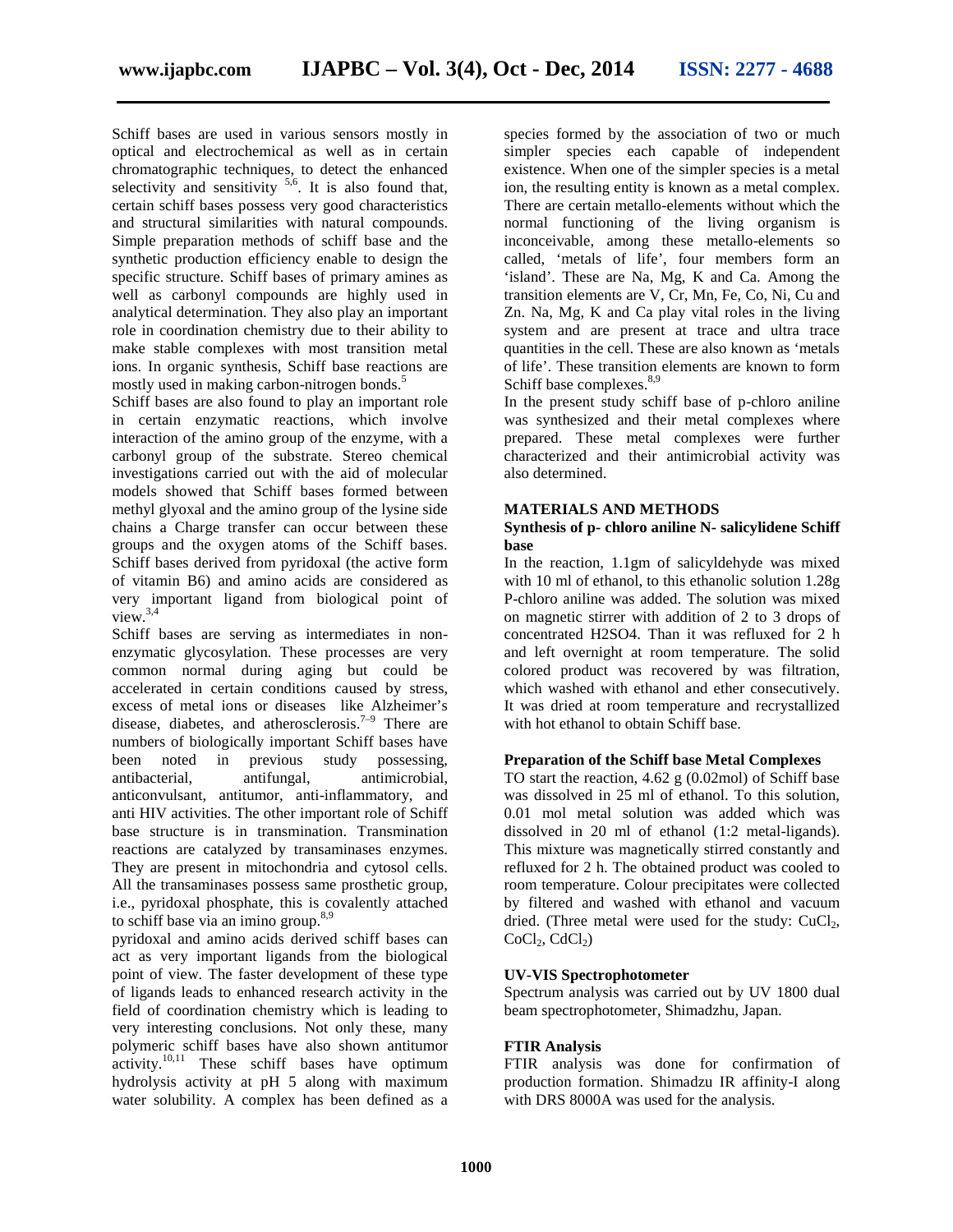Schiff bases are used in various sensors mostly in optical and electrochemical as well as in certain chromatographic techniques, to detect the enhanced selectivity and sensitivity [5,6]. It is also found that, certain schiff bases possess very good characteristics and structural similarities with natural compounds. Simple preparation methods of schiff base and the synthetic production efficiency enable to design the specific structure. Schiff bases of primary amines as well as carbonyl compounds are highly used in analytical determination. They also play an important role in coordination chemistry due to their ability to make stable complexes with most transition metal ions. In organic synthesis, Schiff base reactions are mostly used in making carbon-nitrogen bonds.[5]

Schiff bases are also found to play an important role in certain enzymatic reactions, which involve interaction of the amino group of the enzyme, with a carbonyl group of the substrate. Stereo chemical investigations carried out with the aid of molecular models showed that Schiff bases formed between methyl glyoxal and the amino group of the lysine side chains a Charge transfer can occur between these groups and the oxygen atoms of the Schiff bases. Schiff bases derived from pyridoxal (the active form of vitamin B6) and amino acids are considered as very important ligand from biological point of view.[3,4]

Schiff bases are serving as intermediates in non-enzymatic glycosylation. These processes are very common normal during aging but could be accelerated in certain conditions caused by stress, excess of metal ions or diseases like Alzheimer's disease, diabetes, and atherosclerosis.[7–9] There are numbers of biologically important Schiff bases have been noted in previous study possessing, antibacterial, antifungal, antimicrobial, anticonvulsant, antitumor, anti-inflammatory, and anti HIV activities. The other important role of Schiff base structure is in transmination. Transmination reactions are catalyzed by transaminases enzymes. They are present in mitochondria and cytosol cells. All the transaminases possess same prosthetic group, i.e., pyridoxal phosphate, this is covalently attached to schiff base via an imino group.[8,9]

pyridoxal and amino acids derived schiff bases can act as very important ligands from the biological point of view. The faster development of these type of ligands leads to enhanced research activity in the field of coordination chemistry which is leading to very interesting conclusions. Not only these, many polymeric schiff bases have also shown antitumor activity.[10,11] These schiff bases have optimum hydrolysis activity at pH 5 along with maximum water solubility. A complex has been defined as a species formed by the association of two or much simpler species each capable of independent existence. When one of the simpler species is a metal ion, the resulting entity is known as a metal complex. There are certain metallo-elements without which the normal functioning of the living organism is inconceivable, among these metallo-elements so called, 'metals of life', four members form an 'island'. These are Na, Mg, K and Ca. Among the transition elements are V, Cr, Mn, Fe, Co, Ni, Cu and Zn. Na, Mg, K and Ca play vital roles in the living system and are present at trace and ultra trace quantities in the cell. These are also known as 'metals of life'. These transition elements are known to form Schiff base complexes.[8,9]

In the present study schiff base of p-chloro aniline was synthesized and their metal complexes where prepared. These metal complexes were further characterized and their antimicrobial activity was also determined.

## MATERIALS AND METHODS

### Synthesis of p- chloro aniline N- salicylidene Schiff base

In the reaction, 1.1gm of salicyldehyde was mixed with 10 ml of ethanol, to this ethanolic solution 1.28g P-chloro aniline was added. The solution was mixed on magnetic stirrer with addition of 2 to 3 drops of concentrated $H_2SO_4$. Than it was refluxed for 2 h and left overnight at room temperature. The solid colored product was recovered by was filtration, which washed with ethanol and ether consecutively. It was dried at room temperature and recrystallized with hot ethanol to obtain Schiff base.

### Preparation of the Schiff base Metal Complexes

TO start the reaction, 4.62 g (0.02mol) of Schiff base was dissolved in 25 ml of ethanol. To this solution, 0.01 mol metal solution was added which was dissolved in 20 ml of ethanol (1:2 metal-ligands). This mixture was magnetically stirred constantly and refluxed for 2 h. The obtained product was cooled to room temperature. Colour precipitates were collected by filtered and washed with ethanol and vacuum dried. (Three metal were used for the study: $CuCl_2$, $CoCl_2$, $CdCl_2$)

### UV-VIS Spectrophotometer

Spectrum analysis was carried out by UV 1800 dual beam spectrophotometer, Shimadzhu, Japan.

### FTIR Analysis

FTIR analysis was done for confirmation of production formation. Shimadzu IR affinity-I along with DRS 8000A was used for the analysis.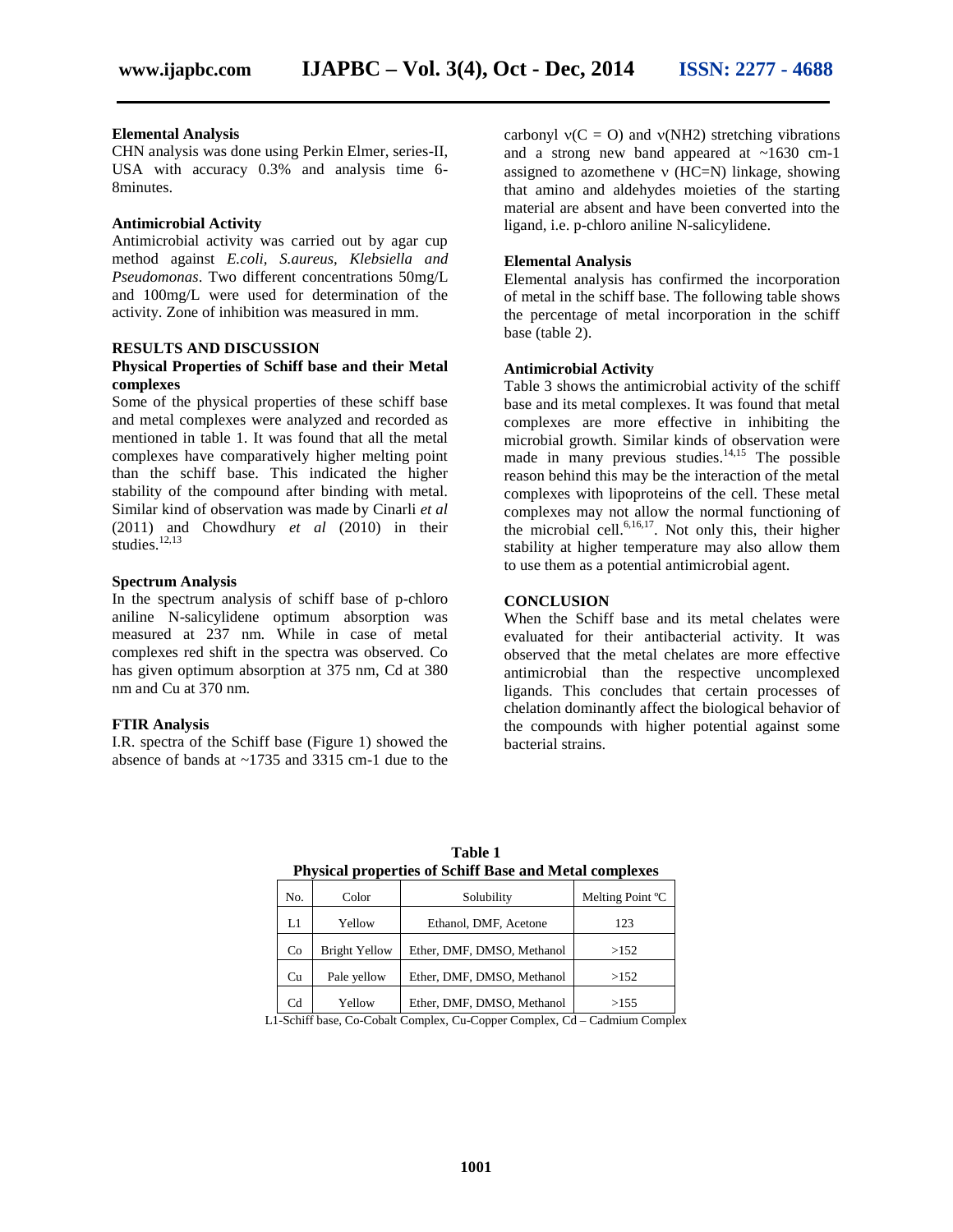### Elemental Analysis

CHN analysis was done using Perkin Elmer, series-II, USA with accuracy 0.3% and analysis time 6-8minutes.

### Antimicrobial Activity

Antimicrobial activity was carried out by agar cup method against *E.coli*, *S.aureus*, *Klebsiella and Pseudomonas*. Two different concentrations 50mg/L and 100mg/L were used for determination of the activity. Zone of inhibition was measured in mm.

## RESULTS AND DISCUSSION

### Physical Properties of Schiff base and their Metal complexes

Some of the physical properties of these schiff base and metal complexes were analyzed and recorded as mentioned in table 1. It was found that all the metal complexes have comparatively higher melting point than the schiff base. This indicated the higher stability of the compound after binding with metal. Similar kind of observation was made by Cinarli *et al* (2011) and Chowdhury *et al* (2010) in their studies.[12,13]

### Spectrum Analysis

In the spectrum analysis of schiff base of p-chloro aniline N-salicylidene optimum absorption was measured at 237 nm. While in case of metal complexes red shift in the spectra was observed. Co has given optimum absorption at 375 nm, Cd at 380 nm and Cu at 370 nm.

### FTIR Analysis

I.R. spectra of the Schiff base (Figure 1) showed the absence of bands at ~1735 and 3315 cm-1 due to the carbonyl ν(C = O) and ν(NH2) stretching vibrations and a strong new band appeared at ~1630 cm-1 assigned to azomethene ν (HC=N) linkage, showing that amino and aldehydes moieties of the starting material are absent and have been converted into the ligand, i.e. p-chloro aniline N-salicylidene.

### Elemental Analysis

Elemental analysis has confirmed the incorporation of metal in the schiff base. The following table shows the percentage of metal incorporation in the schiff base (table 2).

### Antimicrobial Activity

Table 3 shows the antimicrobial activity of the schiff base and its metal complexes. It was found that metal complexes are more effective in inhibiting the microbial growth. Similar kinds of observation were made in many previous studies.[14,15] The possible reason behind this may be the interaction of the metal complexes with lipoproteins of the cell. These metal complexes may not allow the normal functioning of the microbial cell.[6,16,17]. Not only this, their higher stability at higher temperature may also allow them to use them as a potential antimicrobial agent.

## CONCLUSION

When the Schiff base and its metal chelates were evaluated for their antibacterial activity. It was observed that the metal chelates are more effective antimicrobial than the respective uncomplexed ligands. This concludes that certain processes of chelation dominantly affect the biological behavior of the compounds with higher potential against some bacterial strains.

**Table 1**
**Physical properties of Schiff Base and Metal complexes**

| No. | Color | Solubility | Melting Point ºC |
|---|---|---|---|
| L1 | Yellow | Ethanol, DMF, Acetone | 123 |
| Co | Bright Yellow | Ether, DMF, DMSO, Methanol | >152 |
| Cu | Pale yellow | Ether, DMF, DMSO, Methanol | >152 |
| Cd | Yellow | Ether, DMF, DMSO, Methanol | >155 |

L1-Schiff base, Co-Cobalt Complex, Cu-Copper Complex, Cd – Cadmium Complex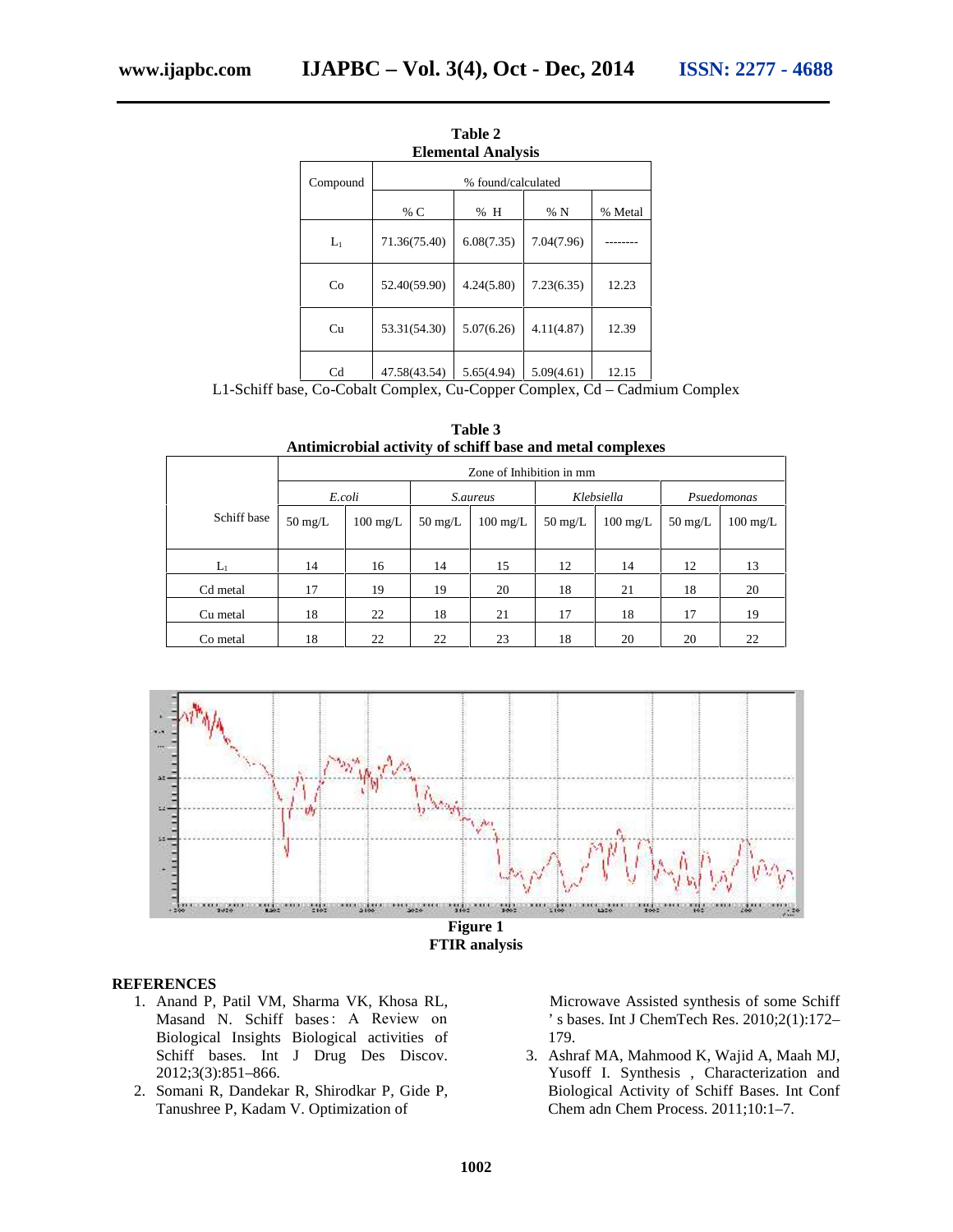**Table 2**
**Elemental Analysis**

| Compound | % found/calculated | | | |
|---|---|---|---|---|
| | % C | % H | % N | % Metal |
| $L_1$ | 71.36(75.40) | 6.08(7.35) | 7.04(7.96) | -------- |
| Co | 52.40(59.90) | 4.24(5.80) | 7.23(6.35) | 12.23 |
| Cu | 53.31(54.30) | 5.07(6.26) | 4.11(4.87) | 12.39 |
| Cd | 47.58(43.54) | 5.65(4.94) | 5.09(4.61) | 12.15 |

L1-Schiff base, Co-Cobalt Complex, Cu-Copper Complex, Cd – Cadmium Complex

**Table 3**
**Antimicrobial activity of schiff base and metal complexes**

| Schiff base | Zone of Inhibition in mm | | | | | | | |
|---|---|---|---|---|---|---|---|---|
| | *E.coli* | | *S.aureus* | | *Klebsiella* | | *Psuedomonas* | |
| | 50 mg/L | 100 mg/L | 50 mg/L | 100 mg/L | 50 mg/L | 100 mg/L | 50 mg/L | 100 mg/L |
| $L_1$ | 14 | 16 | 14 | 15 | 12 | 14 | 12 | 13 |
| Cd metal | 17 | 19 | 19 | 20 | 18 | 21 | 18 | 20 |
| Cu metal | 18 | 22 | 18 | 21 | 17 | 18 | 17 | 19 |
| Co metal | 18 | 22 | 22 | 23 | 18 | 20 | 20 | 22 |

**Figure 1**
**FTIR analysis**

## REFERENCES

1. Anand P, Patil VM, Sharma VK, Khosa RL, Masand N. Schiff bases: A Review on Biological Insights Biological activities of Schiff bases. Int J Drug Des Discov. 2012;3(3):851–866.
2. Somani R, Dandekar R, Shirodkar P, Gide P, Tanushree P, Kadam V. Optimization of Microwave Assisted synthesis of some Schiff 's bases. Int J ChemTech Res. 2010;2(1):172–179.
3. Ashraf MA, Mahmood K, Wajid A, Maah MJ, Yusoff I. Synthesis , Characterization and Biological Activity of Schiff Bases. Int Conf Chem adn Chem Process. 2011;10:1–7.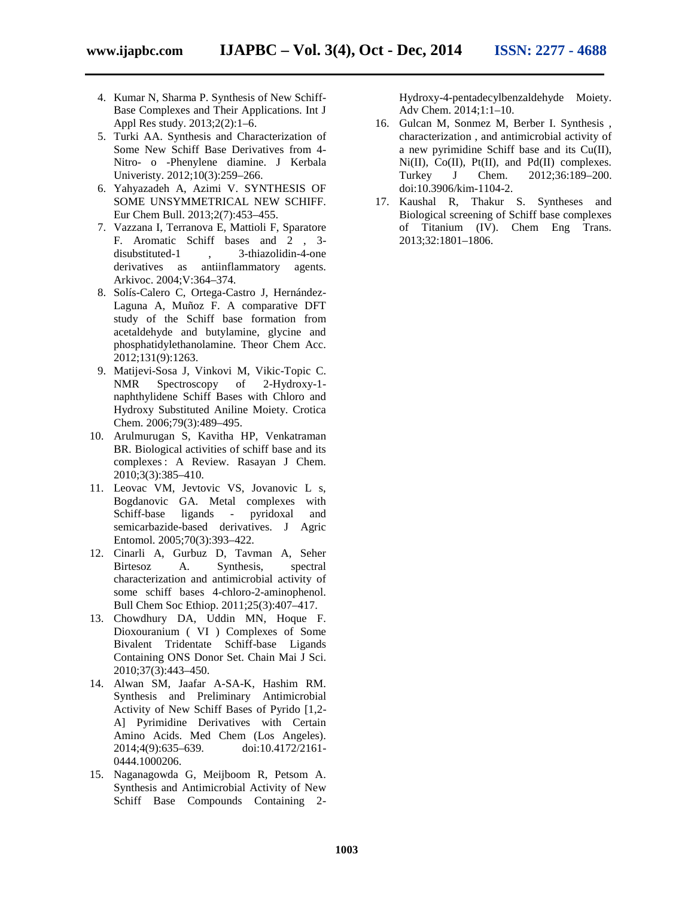4. Kumar N, Sharma P. Synthesis of New Schiff-Base Complexes and Their Applications. Int J Appl Res study. 2013;2(2):1–6.
5. Turki AA. Synthesis and Characterization of Some New Schiff Base Derivatives from 4-Nitro- o -Phenylene diamine. J Kerbala Univeristy. 2012;10(3):259–266.
6. Yahyazadeh A, Azimi V. SYNTHESIS OF SOME UNSYMMETRICAL NEW SCHIFF. Eur Chem Bull. 2013;2(7):453–455.
7. Vazzana I, Terranova E, Mattioli F, Sparatore F. Aromatic Schiff bases and 2 , 3-disubstituted-1 , 3-thiazolidin-4-one derivatives as antiinflammatory agents. Arkivoc. 2004;V:364–374.
8. Solís-Calero C, Ortega-Castro J, Hernández-Laguna A, Muñoz F. A comparative DFT study of the Schiff base formation from acetaldehyde and butylamine, glycine and phosphatidylethanolamine. Theor Chem Acc. 2012;131(9):1263.
9. Matijevi-Sosa J, Vinkovi M, Vikic-Topic C. NMR Spectroscopy of 2-Hydroxy-1-naphthylidene Schiff Bases with Chloro and Hydroxy Substituted Aniline Moiety. Crotica Chem. 2006;79(3):489–495.
10. Arulmurugan S, Kavitha HP, Venkatraman BR. Biological activities of schiff base and its complexes : A Review. Rasayan J Chem. 2010;3(3):385–410.
11. Leovac VM, Jevtovic VS, Jovanovic L s, Bogdanovic GA. Metal complexes with Schiff-base ligands - pyridoxal and semicarbazide-based derivatives. J Agric Entomol. 2005;70(3):393–422.
12. Cinarli A, Gurbuz D, Tavman A, Seher Birtesoz A. Synthesis, spectral characterization and antimicrobial activity of some schiff bases 4-chloro-2-aminophenol. Bull Chem Soc Ethiop. 2011;25(3):407–417.
13. Chowdhury DA, Uddin MN, Hoque F. Dioxouranium ( VI ) Complexes of Some Bivalent Tridentate Schiff-base Ligands Containing ONS Donor Set. Chain Mai J Sci. 2010;37(3):443–450.
14. Alwan SM, Jaafar A-SA-K, Hashim RM. Synthesis and Preliminary Antimicrobial Activity of New Schiff Bases of Pyrido [1,2-A] Pyrimidine Derivatives with Certain Amino Acids. Med Chem (Los Angeles). 2014;4(9):635–639. doi:10.4172/2161-0444.1000206.
15. Naganagowda G, Meijboom R, Petsom A. Synthesis and Antimicrobial Activity of New Schiff Base Compounds Containing 2-Hydroxy-4-pentadecylbenzaldehyde Moiety. Adv Chem. 2014;1:1–10.
16. Gulcan M, Sonmez M, Berber I. Synthesis , characterization , and antimicrobial activity of a new pyrimidine Schiff base and its Cu(II), Ni(II), Co(II), Pt(II), and Pd(II) complexes. Turkey J Chem. 2012;36:189–200. doi:10.3906/kim-1104-2.
17. Kaushal R, Thakur S. Syntheses and Biological screening of Schiff base complexes of Titanium (IV). Chem Eng Trans. 2013;32:1801–1806.